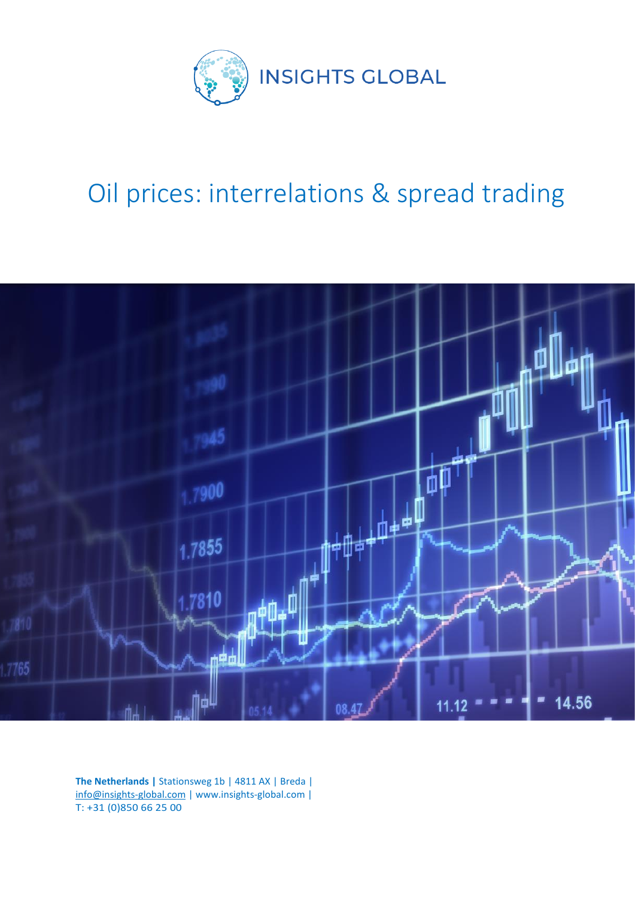INSIGHTS GLOBAL

# Oil prices: interrelations & spread trading

**The Netherlands |** Stationsweg 1b | 4811 AX | Breda |
info@insights-global.com | www.insights-global.com |
T: +31 (0)850 66 25 00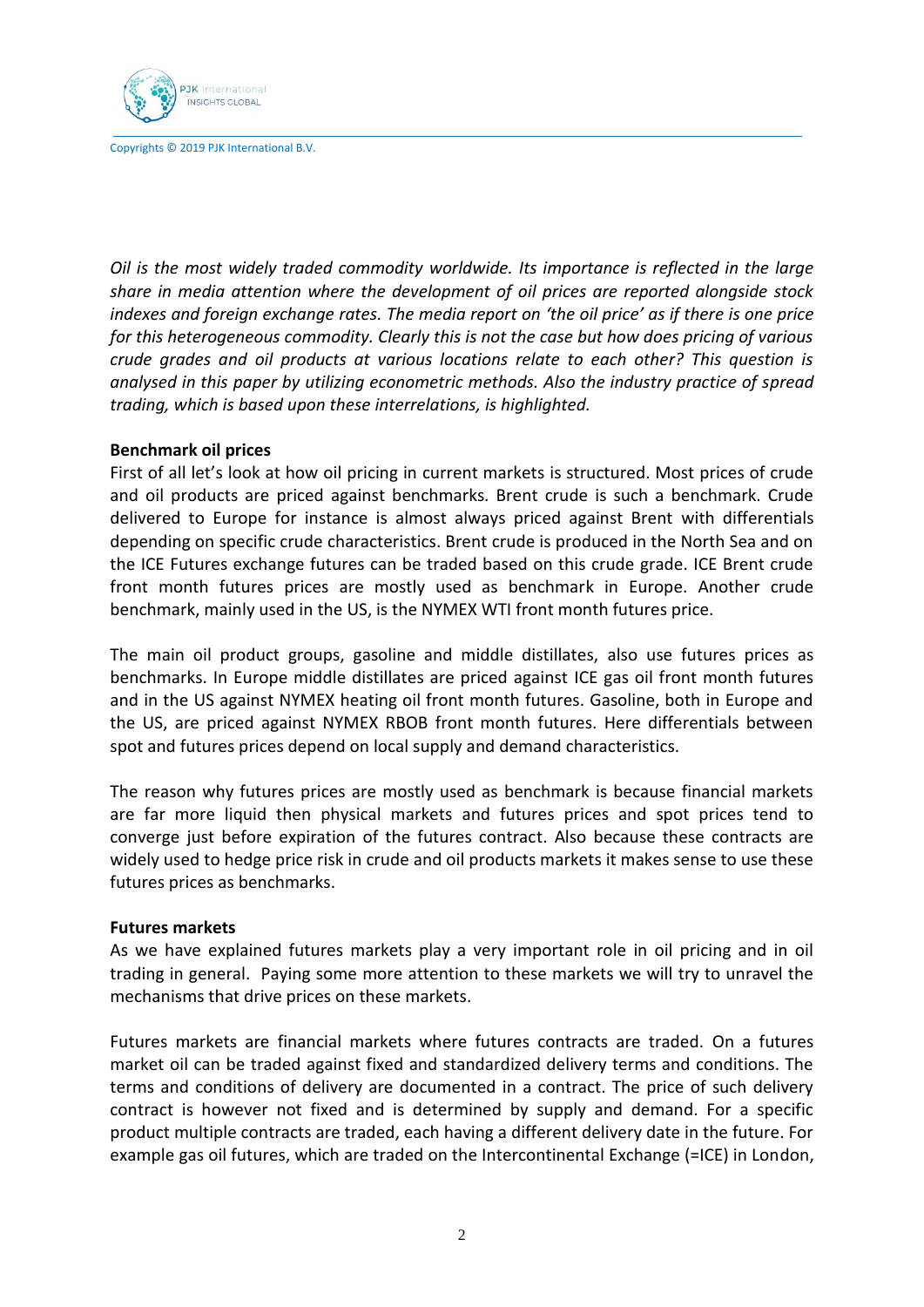*Oil is the most widely traded commodity worldwide. Its importance is reflected in the large share in media attention where the development of oil prices are reported alongside stock indexes and foreign exchange rates. The media report on 'the oil price' as if there is one price for this heterogeneous commodity. Clearly this is not the case but how does pricing of various crude grades and oil products at various locations relate to each other? This question is analysed in this paper by utilizing econometric methods. Also the industry practice of spread trading, which is based upon these interrelations, is highlighted.*

**Benchmark oil prices**

First of all let's look at how oil pricing in current markets is structured. Most prices of crude and oil products are priced against benchmarks. Brent crude is such a benchmark. Crude delivered to Europe for instance is almost always priced against Brent with differentials depending on specific crude characteristics. Brent crude is produced in the North Sea and on the ICE Futures exchange futures can be traded based on this crude grade. ICE Brent crude front month futures prices are mostly used as benchmark in Europe. Another crude benchmark, mainly used in the US, is the NYMEX WTI front month futures price.

The main oil product groups, gasoline and middle distillates, also use futures prices as benchmarks. In Europe middle distillates are priced against ICE gas oil front month futures and in the US against NYMEX heating oil front month futures. Gasoline, both in Europe and the US, are priced against NYMEX RBOB front month futures. Here differentials between spot and futures prices depend on local supply and demand characteristics.

The reason why futures prices are mostly used as benchmark is because financial markets are far more liquid then physical markets and futures prices and spot prices tend to converge just before expiration of the futures contract. Also because these contracts are widely used to hedge price risk in crude and oil products markets it makes sense to use these futures prices as benchmarks.

**Futures markets**

As we have explained futures markets play a very important role in oil pricing and in oil trading in general. Paying some more attention to these markets we will try to unravel the mechanisms that drive prices on these markets.

Futures markets are financial markets where futures contracts are traded. On a futures market oil can be traded against fixed and standardized delivery terms and conditions. The terms and conditions of delivery are documented in a contract. The price of such delivery contract is however not fixed and is determined by supply and demand. For a specific product multiple contracts are traded, each having a different delivery date in the future. For example gas oil futures, which are traded on the Intercontinental Exchange (=ICE) in London,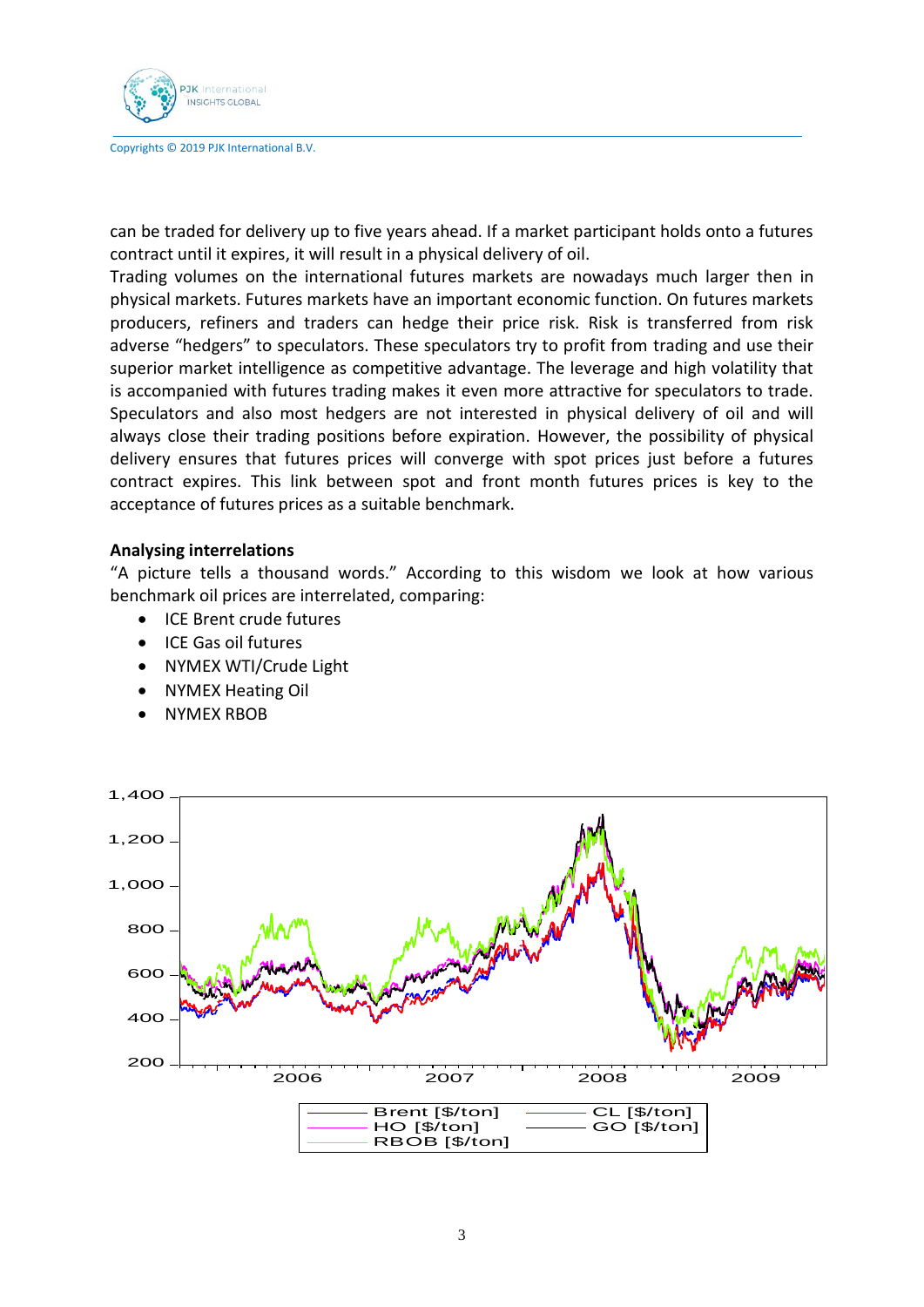can be traded for delivery up to five years ahead. If a market participant holds onto a futures contract until it expires, it will result in a physical delivery of oil.

Trading volumes on the international futures markets are nowadays much larger then in physical markets. Futures markets have an important economic function. On futures markets producers, refiners and traders can hedge their price risk. Risk is transferred from risk adverse "hedgers" to speculators. These speculators try to profit from trading and use their superior market intelligence as competitive advantage. The leverage and high volatility that is accompanied with futures trading makes it even more attractive for speculators to trade. Speculators and also most hedgers are not interested in physical delivery of oil and will always close their trading positions before expiration. However, the possibility of physical delivery ensures that futures prices will converge with spot prices just before a futures contract expires. This link between spot and front month futures prices is key to the acceptance of futures prices as a suitable benchmark.

**Analysing interrelations**

"A picture tells a thousand words." According to this wisdom we look at how various benchmark oil prices are interrelated, comparing:

- ICE Brent crude futures
- ICE Gas oil futures
- NYMEX WTI/Crude Light
- NYMEX Heating Oil
- NYMEX RBOB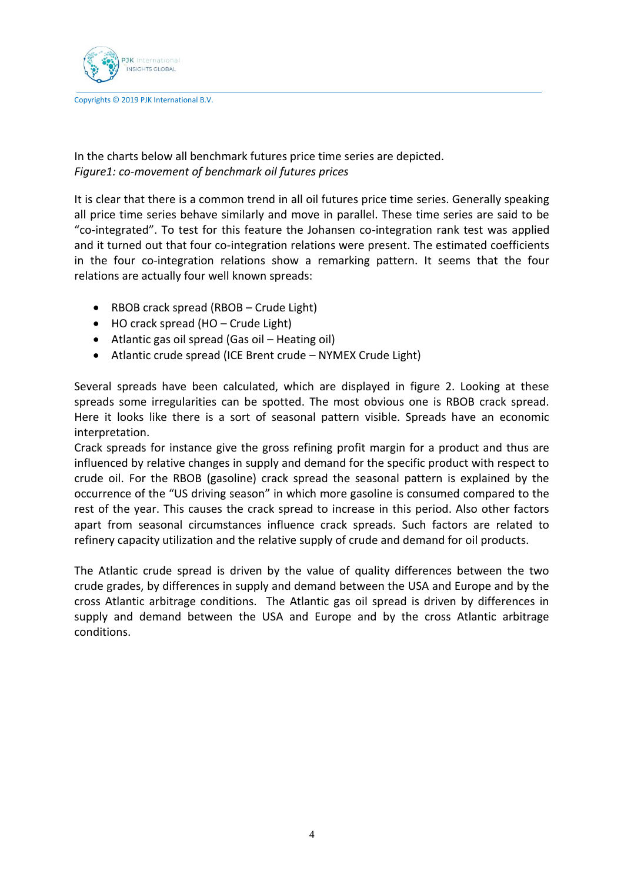In the charts below all benchmark futures price time series are depicted.
*Figure1: co-movement of benchmark oil futures prices*

It is clear that there is a common trend in all oil futures price time series. Generally speaking all price time series behave similarly and move in parallel. These time series are said to be "co-integrated". To test for this feature the Johansen co-integration rank test was applied and it turned out that four co-integration relations were present. The estimated coefficients in the four co-integration relations show a remarking pattern. It seems that the four relations are actually four well known spreads:

- RBOB crack spread (RBOB – Crude Light)
- HO crack spread (HO – Crude Light)
- Atlantic gas oil spread (Gas oil – Heating oil)
- Atlantic crude spread (ICE Brent crude – NYMEX Crude Light)

Several spreads have been calculated, which are displayed in figure 2. Looking at these spreads some irregularities can be spotted. The most obvious one is RBOB crack spread. Here it looks like there is a sort of seasonal pattern visible. Spreads have an economic interpretation.
Crack spreads for instance give the gross refining profit margin for a product and thus are influenced by relative changes in supply and demand for the specific product with respect to crude oil. For the RBOB (gasoline) crack spread the seasonal pattern is explained by the occurrence of the "US driving season" in which more gasoline is consumed compared to the rest of the year. This causes the crack spread to increase in this period. Also other factors apart from seasonal circumstances influence crack spreads. Such factors are related to refinery capacity utilization and the relative supply of crude and demand for oil products.

The Atlantic crude spread is driven by the value of quality differences between the two crude grades, by differences in supply and demand between the USA and Europe and by the cross Atlantic arbitrage conditions. The Atlantic gas oil spread is driven by differences in supply and demand between the USA and Europe and by the cross Atlantic arbitrage conditions.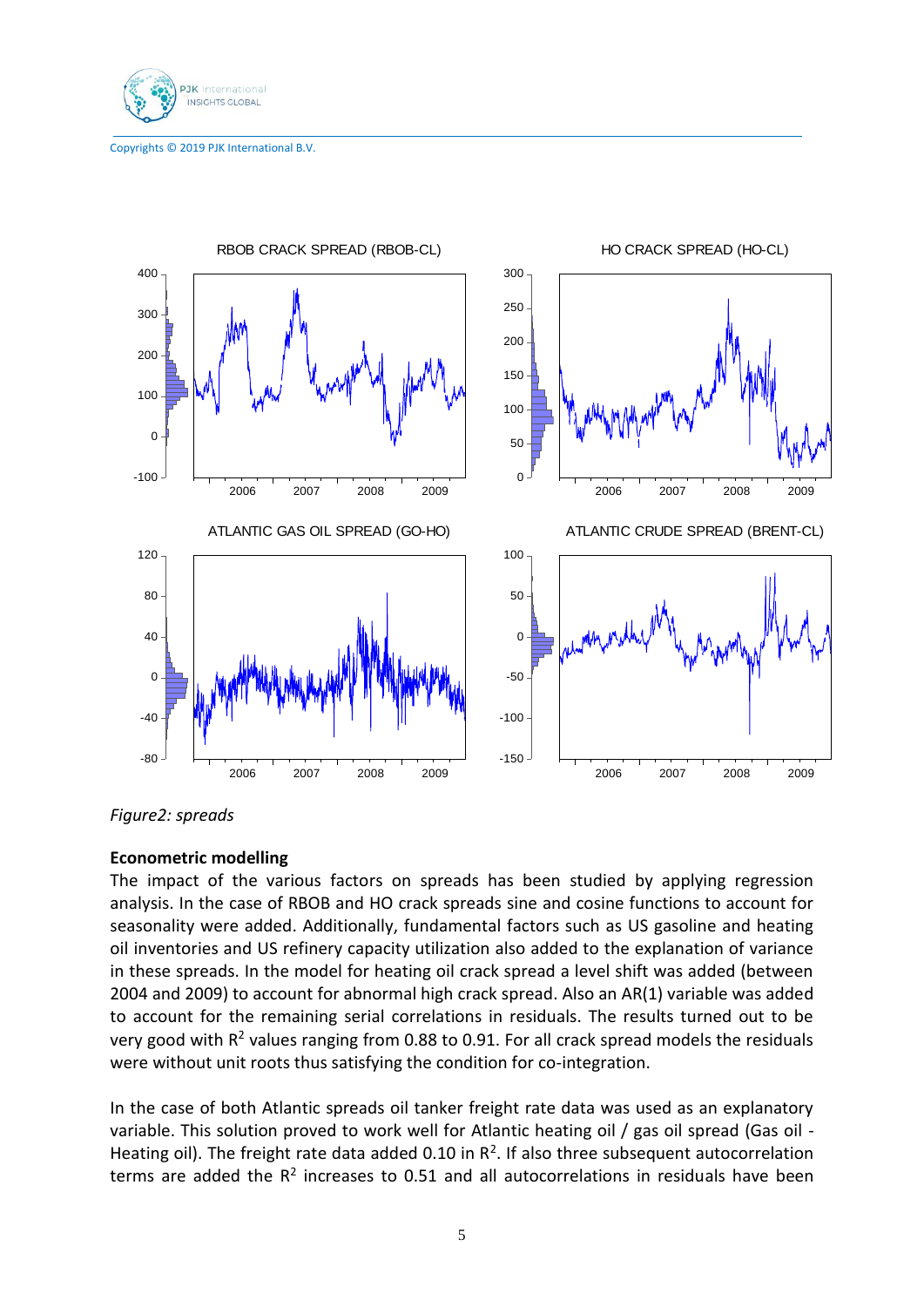*Figure2: spreads*

**Econometric modelling**

The impact of the various factors on spreads has been studied by applying regression analysis. In the case of RBOB and HO crack spreads sine and cosine functions to account for seasonality were added. Additionally, fundamental factors such as US gasoline and heating oil inventories and US refinery capacity utilization also added to the explanation of variance in these spreads. In the model for heating oil crack spread a level shift was added (between 2004 and 2009) to account for abnormal high crack spread. Also an AR(1) variable was added to account for the remaining serial correlations in residuals. The results turned out to be very good with $R^2$ values ranging from 0.88 to 0.91. For all crack spread models the residuals were without unit roots thus satisfying the condition for co-integration.

In the case of both Atlantic spreads oil tanker freight rate data was used as an explanatory variable. This solution proved to work well for Atlantic heating oil / gas oil spread (Gas oil - Heating oil). The freight rate data added 0.10 in $R^2$. If also three subsequent autocorrelation terms are added the $R^2$ increases to 0.51 and all autocorrelations in residuals have been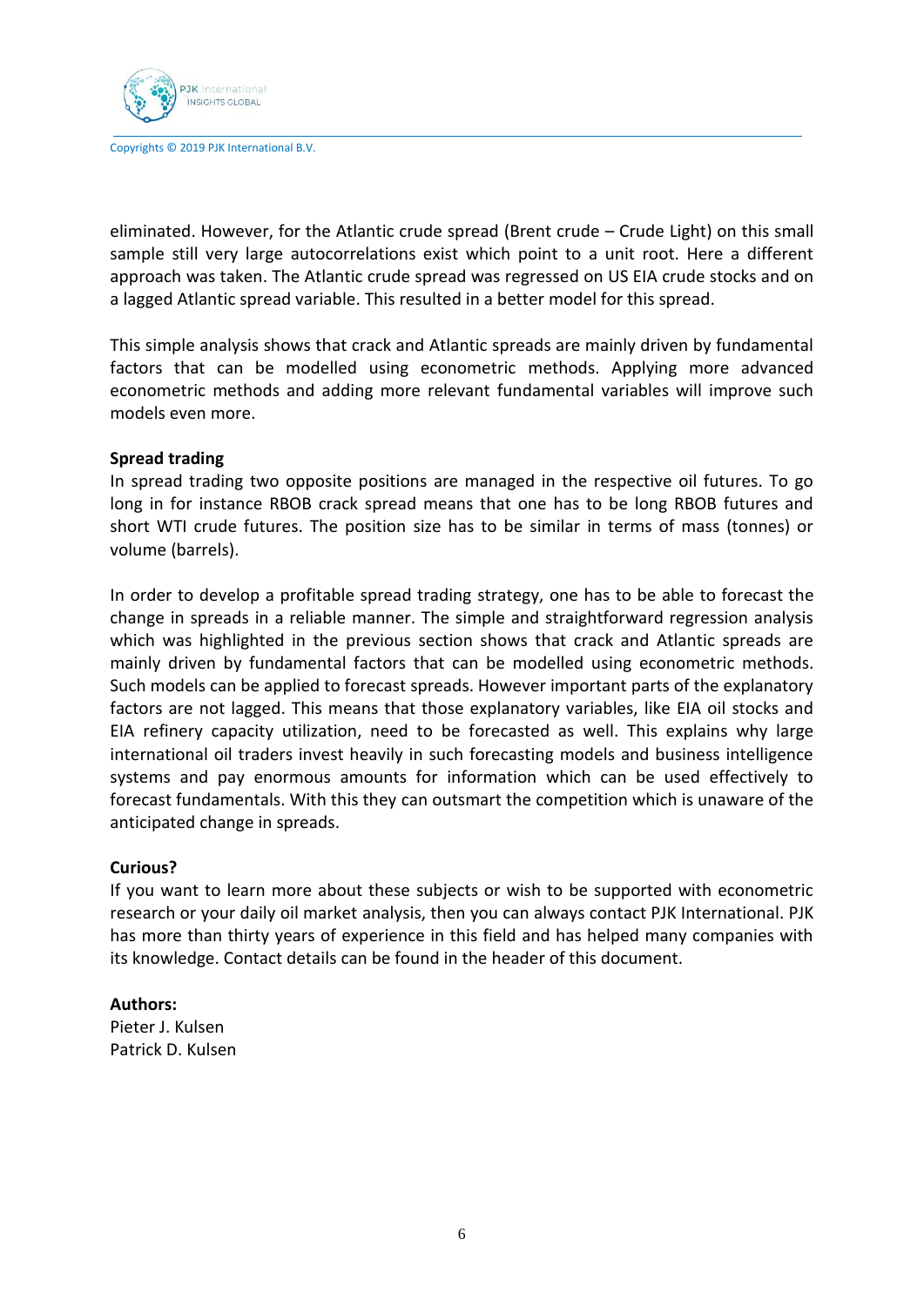eliminated. However, for the Atlantic crude spread (Brent crude – Crude Light) on this small sample still very large autocorrelations exist which point to a unit root. Here a different approach was taken. The Atlantic crude spread was regressed on US EIA crude stocks and on a lagged Atlantic spread variable. This resulted in a better model for this spread.

This simple analysis shows that crack and Atlantic spreads are mainly driven by fundamental factors that can be modelled using econometric methods. Applying more advanced econometric methods and adding more relevant fundamental variables will improve such models even more.

**Spread trading**

In spread trading two opposite positions are managed in the respective oil futures. To go long in for instance RBOB crack spread means that one has to be long RBOB futures and short WTI crude futures. The position size has to be similar in terms of mass (tonnes) or volume (barrels).

In order to develop a profitable spread trading strategy, one has to be able to forecast the change in spreads in a reliable manner. The simple and straightforward regression analysis which was highlighted in the previous section shows that crack and Atlantic spreads are mainly driven by fundamental factors that can be modelled using econometric methods. Such models can be applied to forecast spreads. However important parts of the explanatory factors are not lagged. This means that those explanatory variables, like EIA oil stocks and EIA refinery capacity utilization, need to be forecasted as well. This explains why large international oil traders invest heavily in such forecasting models and business intelligence systems and pay enormous amounts for information which can be used effectively to forecast fundamentals. With this they can outsmart the competition which is unaware of the anticipated change in spreads.

**Curious?**

If you want to learn more about these subjects or wish to be supported with econometric research or your daily oil market analysis, then you can always contact PJK International. PJK has more than thirty years of experience in this field and has helped many companies with its knowledge. Contact details can be found in the header of this document.

**Authors:**

Pieter J. Kulsen
Patrick D. Kulsen